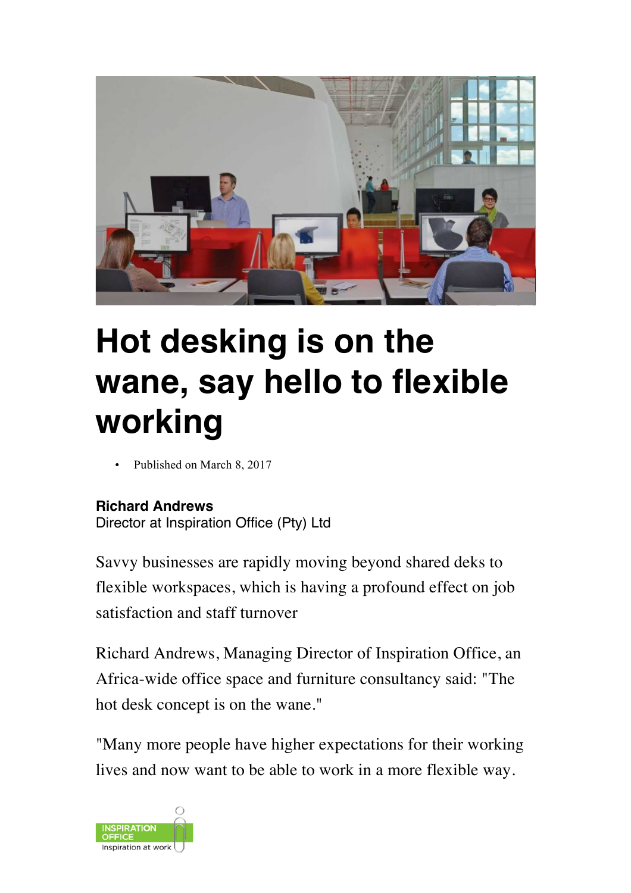# Hot desking is on the wane, say hello to flexible working

- Published on March 8, 2017

**Richard Andrews**
Director at Inspiration Office (Pty) Ltd

Savvy businesses are rapidly moving beyond shared deks to flexible workspaces, which is having a profound effect on job satisfaction and staff turnover

Richard Andrews, Managing Director of Inspiration Office, an Africa-wide office space and furniture consultancy said: "The hot desk concept is on the wane."

"Many more people have higher expectations for their working lives and now want to be able to work in a more flexible way.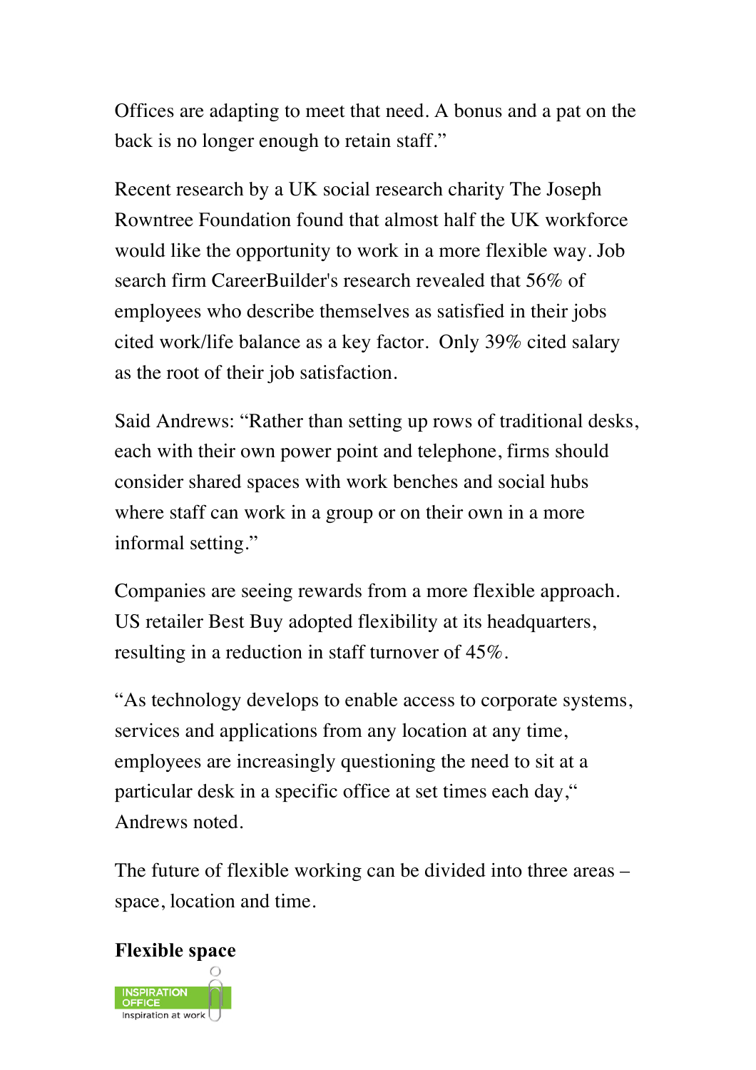Offices are adapting to meet that need. A bonus and a pat on the back is no longer enough to retain staff."

Recent research by a UK social research charity The Joseph Rowntree Foundation found that almost half the UK workforce would like the opportunity to work in a more flexible way. Job search firm CareerBuilder's research revealed that 56% of employees who describe themselves as satisfied in their jobs cited work/life balance as a key factor. Only 39% cited salary as the root of their job satisfaction.

Said Andrews: "Rather than setting up rows of traditional desks, each with their own power point and telephone, firms should consider shared spaces with work benches and social hubs where staff can work in a group or on their own in a more informal setting."

Companies are seeing rewards from a more flexible approach. US retailer Best Buy adopted flexibility at its headquarters, resulting in a reduction in staff turnover of 45%.

"As technology develops to enable access to corporate systems, services and applications from any location at any time, employees are increasingly questioning the need to sit at a particular desk in a specific office at set times each day," Andrews noted.

The future of flexible working can be divided into three areas – space, location and time.

**Flexible space**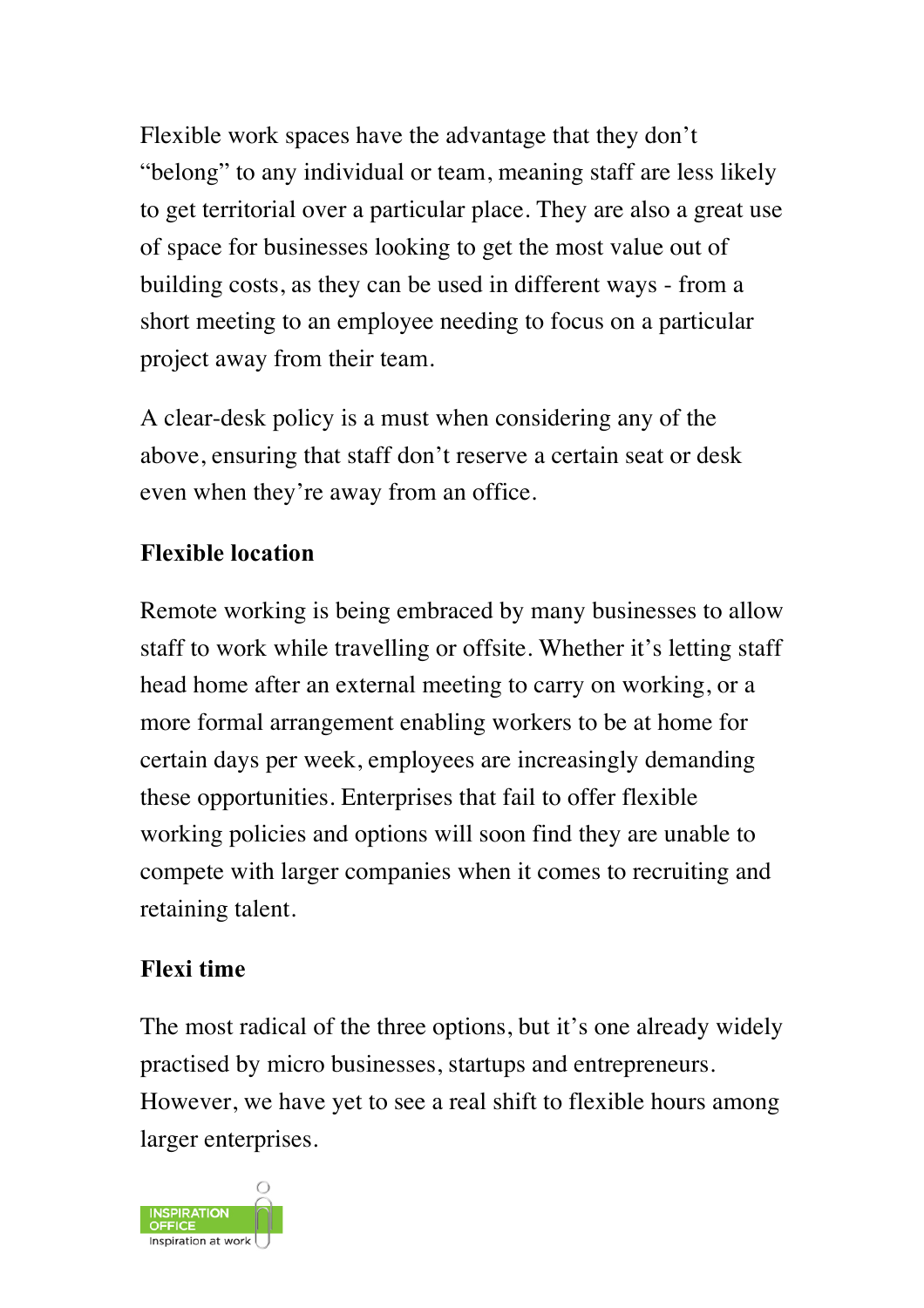Flexible work spaces have the advantage that they don't "belong" to any individual or team, meaning staff are less likely to get territorial over a particular place. They are also a great use of space for businesses looking to get the most value out of building costs, as they can be used in different ways - from a short meeting to an employee needing to focus on a particular project away from their team.

A clear-desk policy is a must when considering any of the above, ensuring that staff don't reserve a certain seat or desk even when they're away from an office.

**Flexible location**

Remote working is being embraced by many businesses to allow staff to work while travelling or offsite. Whether it's letting staff head home after an external meeting to carry on working, or a more formal arrangement enabling workers to be at home for certain days per week, employees are increasingly demanding these opportunities. Enterprises that fail to offer flexible working policies and options will soon find they are unable to compete with larger companies when it comes to recruiting and retaining talent.

**Flexi time**

The most radical of the three options, but it's one already widely practised by micro businesses, startups and entrepreneurs. However, we have yet to see a real shift to flexible hours among larger enterprises.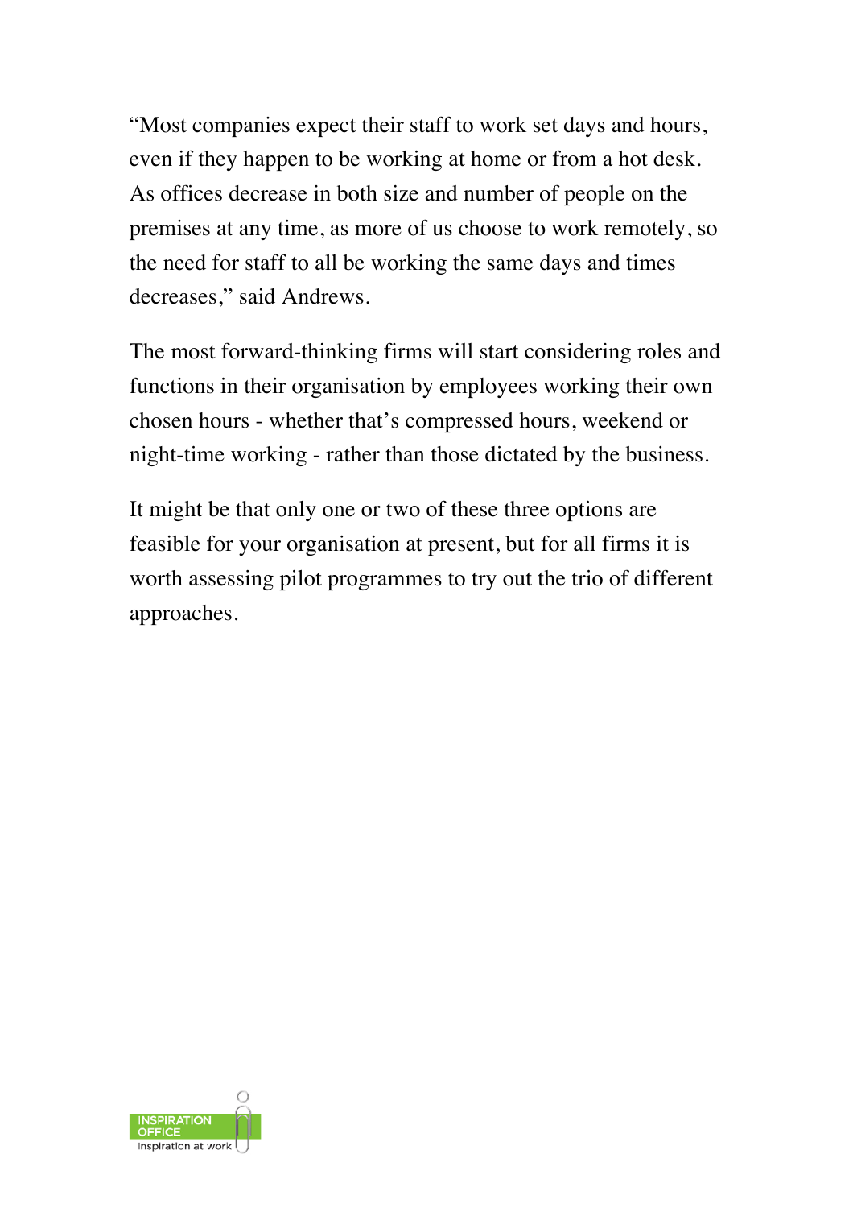"Most companies expect their staff to work set days and hours, even if they happen to be working at home or from a hot desk. As offices decrease in both size and number of people on the premises at any time, as more of us choose to work remotely, so the need for staff to all be working the same days and times decreases," said Andrews.

The most forward-thinking firms will start considering roles and functions in their organisation by employees working their own chosen hours - whether that's compressed hours, weekend or night-time working - rather than those dictated by the business.

It might be that only one or two of these three options are feasible for your organisation at present, but for all firms it is worth assessing pilot programmes to try out the trio of different approaches.